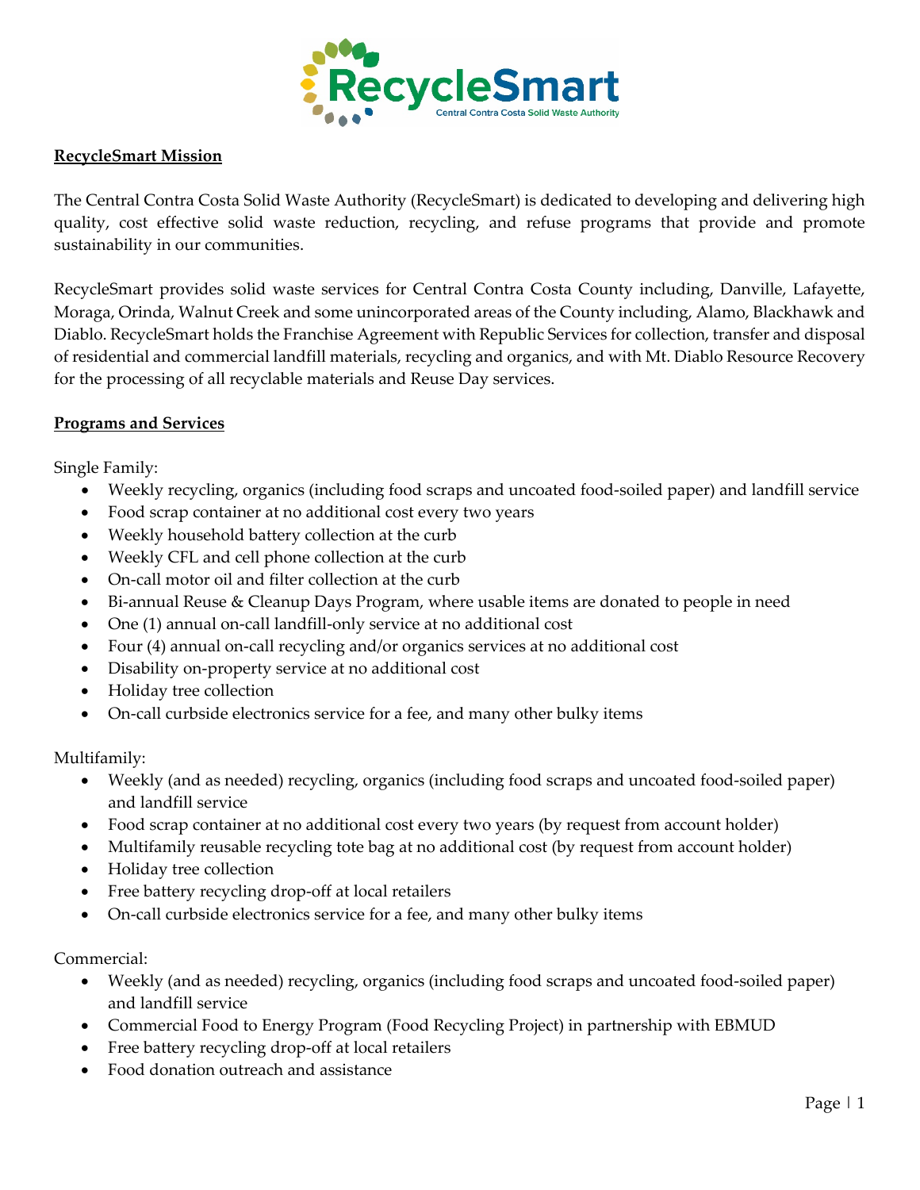RecycleSmart

Central Contra Costa Solid Waste Authority

**RecycleSmart Mission**

The Central Contra Costa Solid Waste Authority (RecycleSmart) is dedicated to developing and delivering high quality, cost effective solid waste reduction, recycling, and refuse programs that provide and promote sustainability in our communities.

RecycleSmart provides solid waste services for Central Contra Costa County including, Danville, Lafayette, Moraga, Orinda, Walnut Creek and some unincorporated areas of the County including, Alamo, Blackhawk and Diablo. RecycleSmart holds the Franchise Agreement with Republic Services for collection, transfer and disposal of residential and commercial landfill materials, recycling and organics, and with Mt. Diablo Resource Recovery for the processing of all recyclable materials and Reuse Day services.

**Programs and Services**

Single Family:

- Weekly recycling, organics (including food scraps and uncoated food-soiled paper) and landfill service
- Food scrap container at no additional cost every two years
- Weekly household battery collection at the curb
- Weekly CFL and cell phone collection at the curb
- On-call motor oil and filter collection at the curb
- Bi-annual Reuse & Cleanup Days Program, where usable items are donated to people in need
- One (1) annual on-call landfill-only service at no additional cost
- Four (4) annual on-call recycling and/or organics services at no additional cost
- Disability on-property service at no additional cost
- Holiday tree collection
- On-call curbside electronics service for a fee, and many other bulky items

Multifamily:

- Weekly (and as needed) recycling, organics (including food scraps and uncoated food-soiled paper) and landfill service
- Food scrap container at no additional cost every two years (by request from account holder)
- Multifamily reusable recycling tote bag at no additional cost (by request from account holder)
- Holiday tree collection
- Free battery recycling drop-off at local retailers
- On-call curbside electronics service for a fee, and many other bulky items

Commercial:

- Weekly (and as needed) recycling, organics (including food scraps and uncoated food-soiled paper) and landfill service
- Commercial Food to Energy Program (Food Recycling Project) in partnership with EBMUD
- Free battery recycling drop-off at local retailers
- Food donation outreach and assistance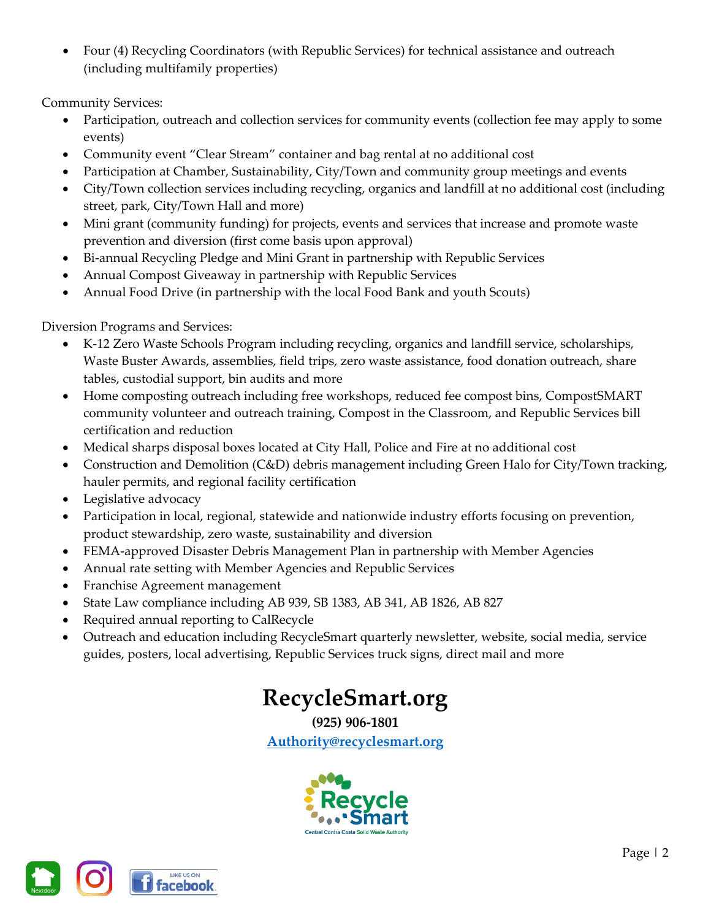- Four (4) Recycling Coordinators (with Republic Services) for technical assistance and outreach (including multifamily properties)

Community Services:

- Participation, outreach and collection services for community events (collection fee may apply to some events)
- Community event "Clear Stream" container and bag rental at no additional cost
- Participation at Chamber, Sustainability, City/Town and community group meetings and events
- City/Town collection services including recycling, organics and landfill at no additional cost (including street, park, City/Town Hall and more)
- Mini grant (community funding) for projects, events and services that increase and promote waste prevention and diversion (first come basis upon approval)
- Bi-annual Recycling Pledge and Mini Grant in partnership with Republic Services
- Annual Compost Giveaway in partnership with Republic Services
- Annual Food Drive (in partnership with the local Food Bank and youth Scouts)

Diversion Programs and Services:

- K-12 Zero Waste Schools Program including recycling, organics and landfill service, scholarships, Waste Buster Awards, assemblies, field trips, zero waste assistance, food donation outreach, share tables, custodial support, bin audits and more
- Home composting outreach including free workshops, reduced fee compost bins, CompostSMART community volunteer and outreach training, Compost in the Classroom, and Republic Services bill certification and reduction
- Medical sharps disposal boxes located at City Hall, Police and Fire at no additional cost
- Construction and Demolition (C&D) debris management including Green Halo for City/Town tracking, hauler permits, and regional facility certification
- Legislative advocacy
- Participation in local, regional, statewide and nationwide industry efforts focusing on prevention, product stewardship, zero waste, sustainability and diversion
- FEMA-approved Disaster Debris Management Plan in partnership with Member Agencies
- Annual rate setting with Member Agencies and Republic Services
- Franchise Agreement management
- State Law compliance including AB 939, SB 1383, AB 341, AB 1826, AB 827
- Required annual reporting to CalRecycle
- Outreach and education including RecycleSmart quarterly newsletter, website, social media, service guides, posters, local advertising, Republic Services truck signs, direct mail and more

# RecycleSmart.org

**(925) 906-1801**

**Authority@recyclesmart.org**

Recycle Smart
Central Contra Costa Solid Waste Authority